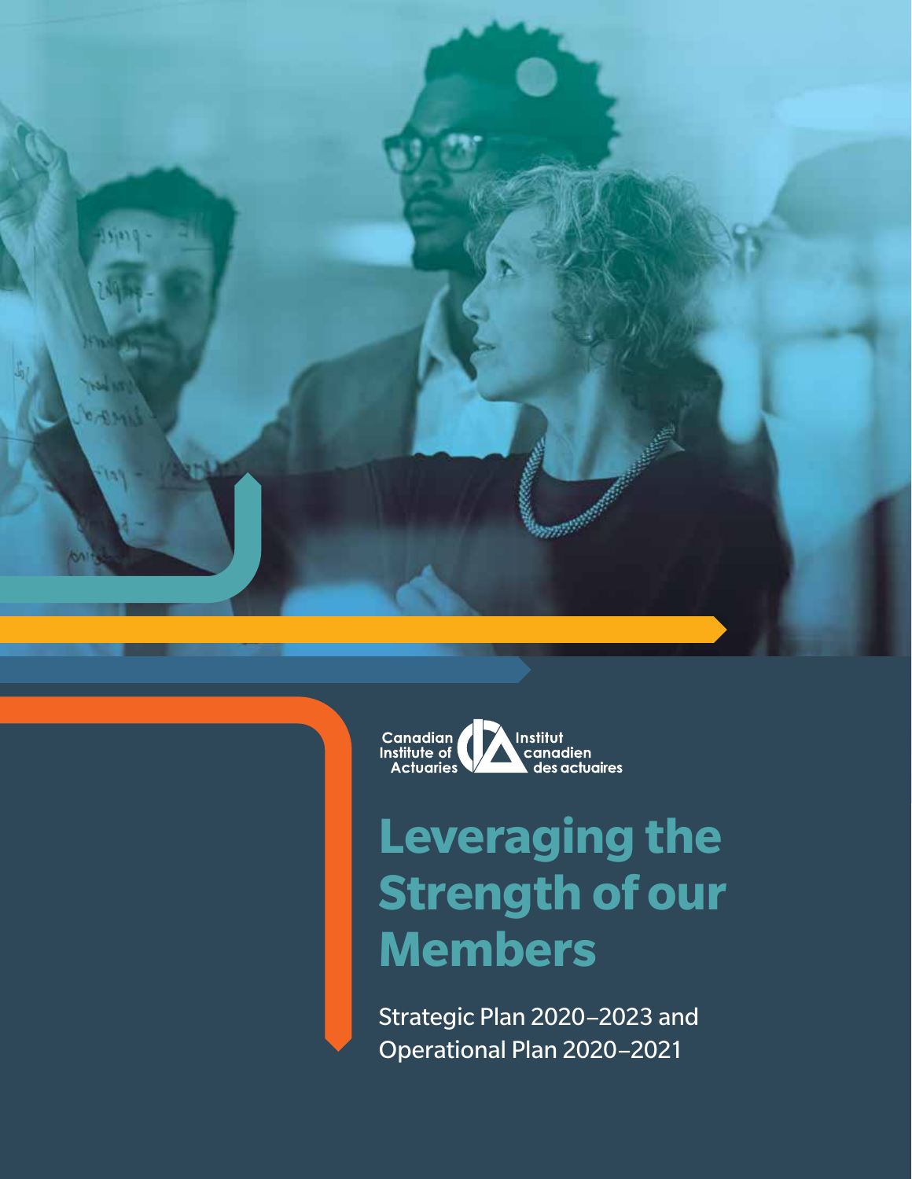Canadian Institute of Actuaries

Institut canadien des actuaires

# Leveraging the Strength of our Members

Strategic Plan 2020–2023 and Operational Plan 2020–2021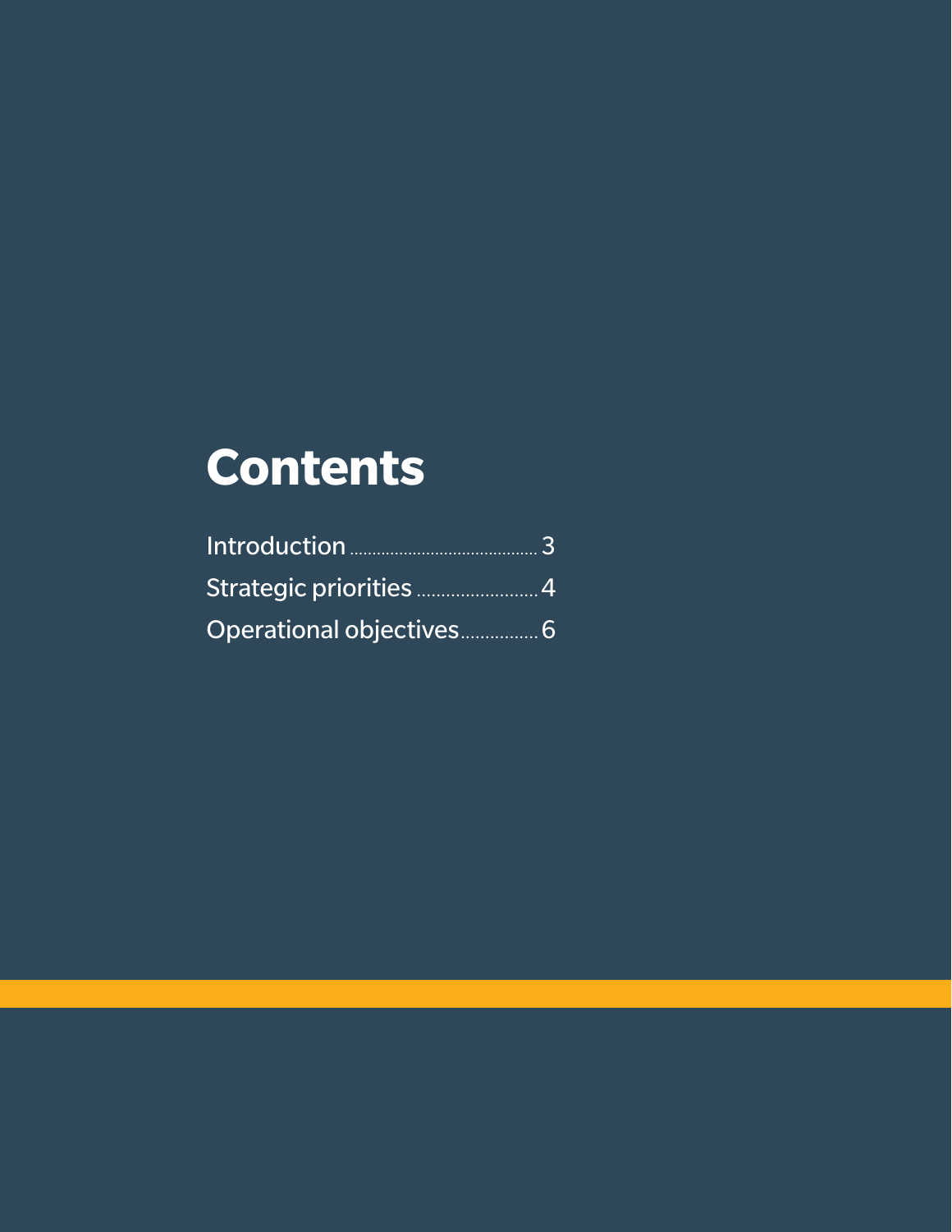# Contents

Introduction ........................................ 3

Strategic priorities ......................... 4

Operational objectives................ 6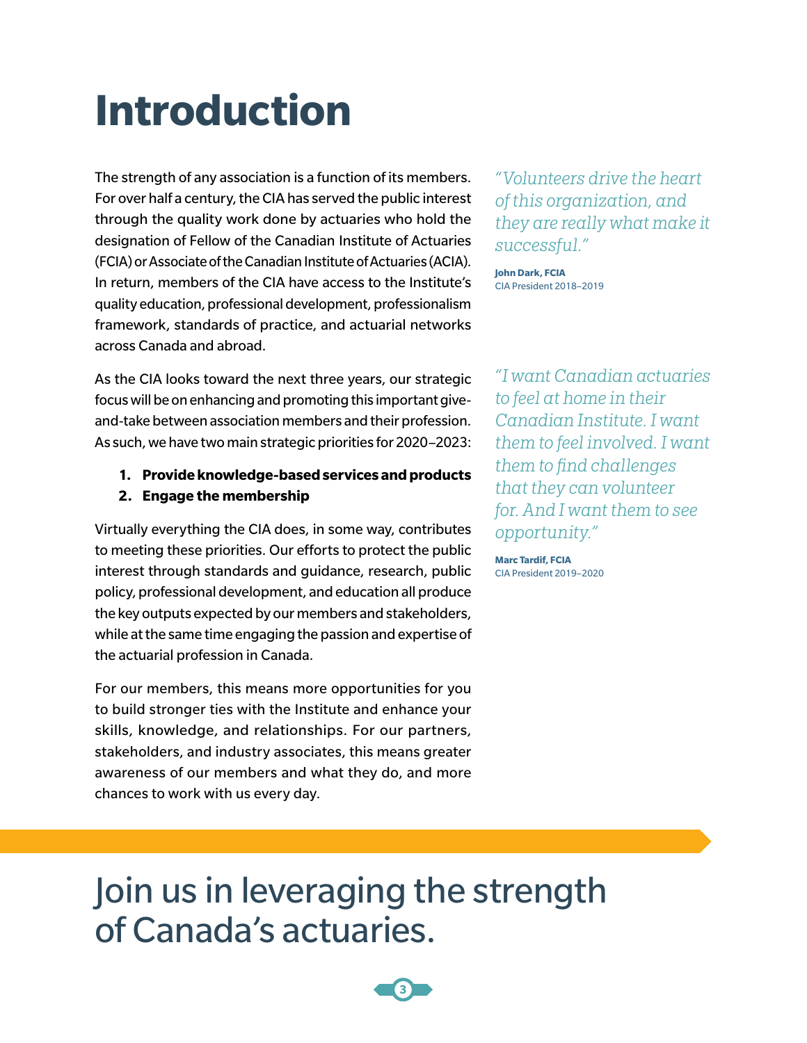# Introduction

The strength of any association is a function of its members. For over half a century, the CIA has served the public interest through the quality work done by actuaries who hold the designation of Fellow of the Canadian Institute of Actuaries (FCIA) or Associate of the Canadian Institute of Actuaries (ACIA). In return, members of the CIA have access to the Institute's quality education, professional development, professionalism framework, standards of practice, and actuarial networks across Canada and abroad.

As the CIA looks toward the next three years, our strategic focus will be on enhancing and promoting this important give-and-take between association members and their profession. As such, we have two main strategic priorities for 2020–2023:

1. **Provide knowledge-based services and products**
2. **Engage the membership**

Virtually everything the CIA does, in some way, contributes to meeting these priorities. Our efforts to protect the public interest through standards and guidance, research, public policy, professional development, and education all produce the key outputs expected by our members and stakeholders, while at the same time engaging the passion and expertise of the actuarial profession in Canada.

For our members, this means more opportunities for you to build stronger ties with the Institute and enhance your skills, knowledge, and relationships. For our partners, stakeholders, and industry associates, this means greater awareness of our members and what they do, and more chances to work with us every day.

*"Volunteers drive the heart of this organization, and they are really what make it successful."*

**John Dark, FCIA**
CIA President 2018–2019

*"I want Canadian actuaries to feel at home in their Canadian Institute. I want them to feel involved. I want them to find challenges that they can volunteer for. And I want them to see opportunity."*

**Marc Tardif, FCIA**
CIA President 2019–2020

## Join us in leveraging the strength of Canada's actuaries.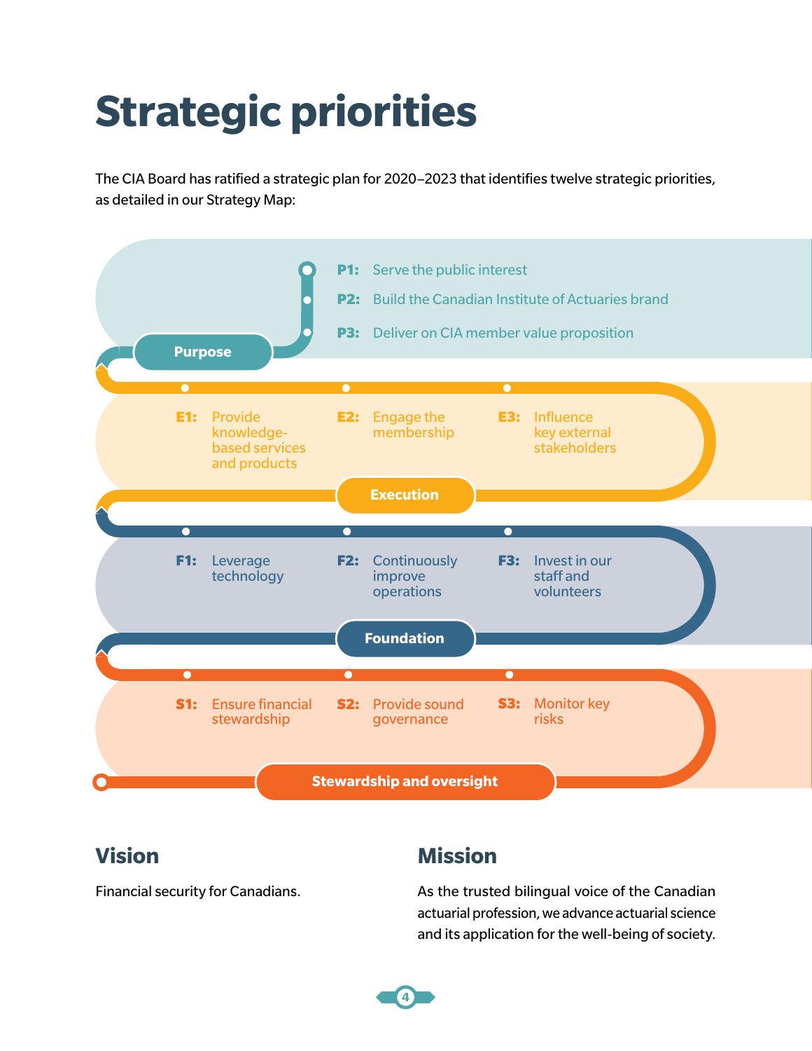# Strategic priorities

The CIA Board has ratified a strategic plan for 2020–2023 that identifies twelve strategic priorities, as detailed in our Strategy Map:

### Purpose

- **P1:** Serve the public interest
- **P2:** Build the Canadian Institute of Actuaries brand
- **P3:** Deliver on CIA member value proposition

### Execution

- **E1:** Provide knowledge-based services and products
- **E2:** Engage the membership
- **E3:** Influence key external stakeholders

### Foundation

- **F1:** Leverage technology
- **F2:** Continuously improve operations
- **F3:** Invest in our staff and volunteers

### Stewardship and oversight

- **S1:** Ensure financial stewardship
- **S2:** Provide sound governance
- **S3:** Monitor key risks

## Vision

Financial security for Canadians.

## Mission

As the trusted bilingual voice of the Canadian actuarial profession, we advance actuarial science and its application for the well-being of society.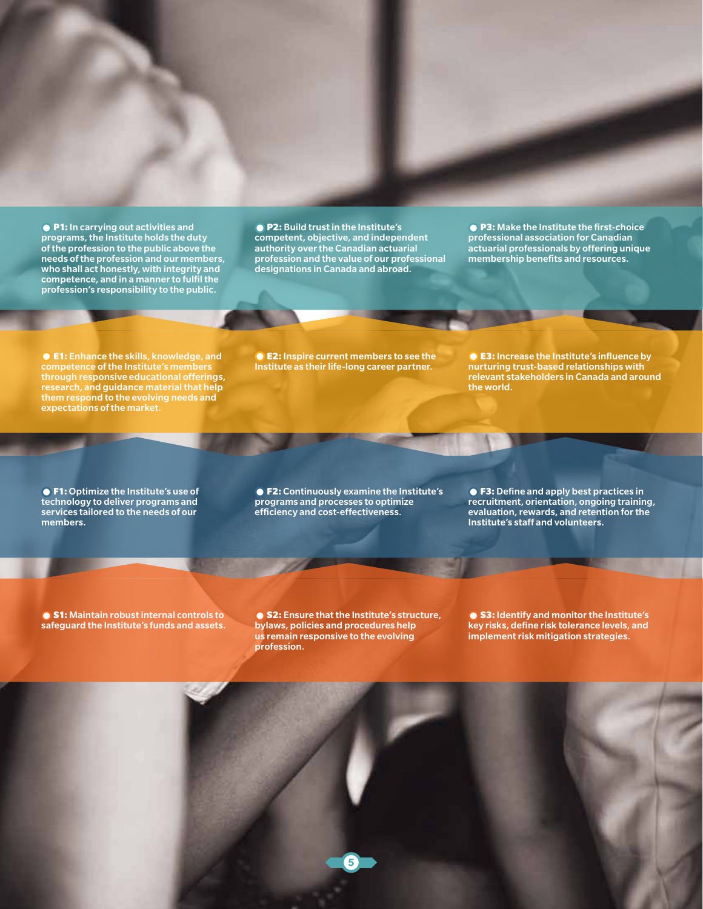- **P1:** In carrying out activities and programs, the Institute holds the duty of the profession to the public above the needs of the profession and our members, who shall act honestly, with integrity and competence, and in a manner to fulfil the profession's responsibility to the public.
- **P2:** Build trust in the Institute's competent, objective, and independent authority over the Canadian actuarial profession and the value of our professional designations in Canada and abroad.
- **P3:** Make the Institute the first-choice professional association for Canadian actuarial professionals by offering unique membership benefits and resources.

- **E1:** Enhance the skills, knowledge, and competence of the Institute's members through responsive educational offerings, research, and guidance material that help them respond to the evolving needs and expectations of the market.
- **E2:** Inspire current members to see the Institute as their life-long career partner.
- **E3:** Increase the Institute's influence by nurturing trust-based relationships with relevant stakeholders in Canada and around the world.

- **F1:** Optimize the Institute's use of technology to deliver programs and services tailored to the needs of our members.
- **F2:** Continuously examine the Institute's programs and processes to optimize efficiency and cost-effectiveness.
- **F3:** Define and apply best practices in recruitment, orientation, ongoing training, evaluation, rewards, and retention for the Institute's staff and volunteers.

- **S1:** Maintain robust internal controls to safeguard the Institute's funds and assets.
- **S2:** Ensure that the Institute's structure, bylaws, policies and procedures help us remain responsive to the evolving profession.
- **S3:** Identify and monitor the Institute's key risks, define risk tolerance levels, and implement risk mitigation strategies.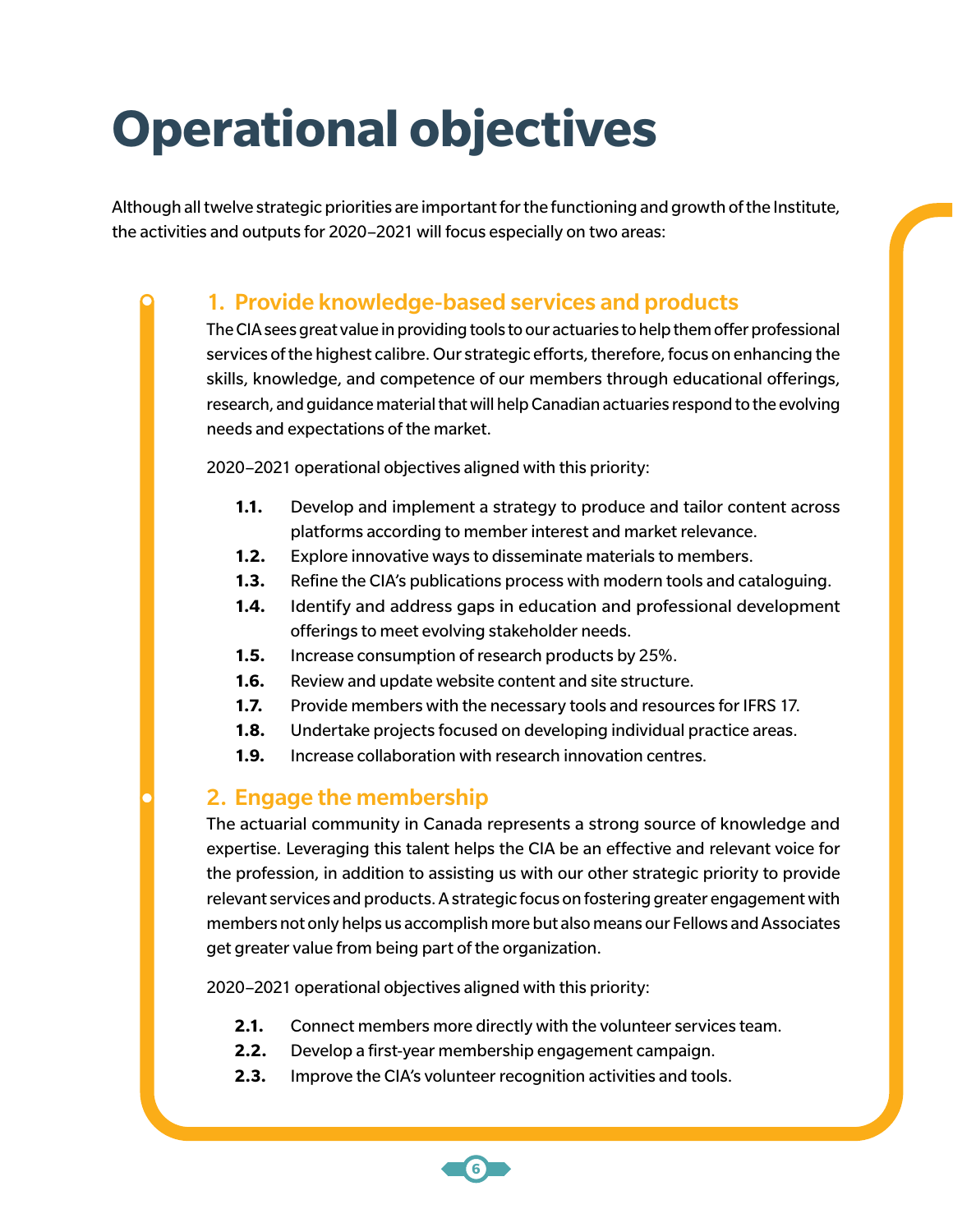# Operational objectives

Although all twelve strategic priorities are important for the functioning and growth of the Institute, the activities and outputs for 2020–2021 will focus especially on two areas:

## 1. Provide knowledge-based services and products

The CIA sees great value in providing tools to our actuaries to help them offer professional services of the highest calibre. Our strategic efforts, therefore, focus on enhancing the skills, knowledge, and competence of our members through educational offerings, research, and guidance material that will help Canadian actuaries respond to the evolving needs and expectations of the market.

2020–2021 operational objectives aligned with this priority:

- **1.1.** Develop and implement a strategy to produce and tailor content across platforms according to member interest and market relevance.
- **1.2.** Explore innovative ways to disseminate materials to members.
- **1.3.** Refine the CIA's publications process with modern tools and cataloguing.
- **1.4.** Identify and address gaps in education and professional development offerings to meet evolving stakeholder needs.
- **1.5.** Increase consumption of research products by 25%.
- **1.6.** Review and update website content and site structure.
- **1.7.** Provide members with the necessary tools and resources for IFRS 17.
- **1.8.** Undertake projects focused on developing individual practice areas.
- **1.9.** Increase collaboration with research innovation centres.

## 2. Engage the membership

The actuarial community in Canada represents a strong source of knowledge and expertise. Leveraging this talent helps the CIA be an effective and relevant voice for the profession, in addition to assisting us with our other strategic priority to provide relevant services and products. A strategic focus on fostering greater engagement with members not only helps us accomplish more but also means our Fellows and Associates get greater value from being part of the organization.

2020–2021 operational objectives aligned with this priority:

- **2.1.** Connect members more directly with the volunteer services team.
- **2.2.** Develop a first-year membership engagement campaign.
- **2.3.** Improve the CIA's volunteer recognition activities and tools.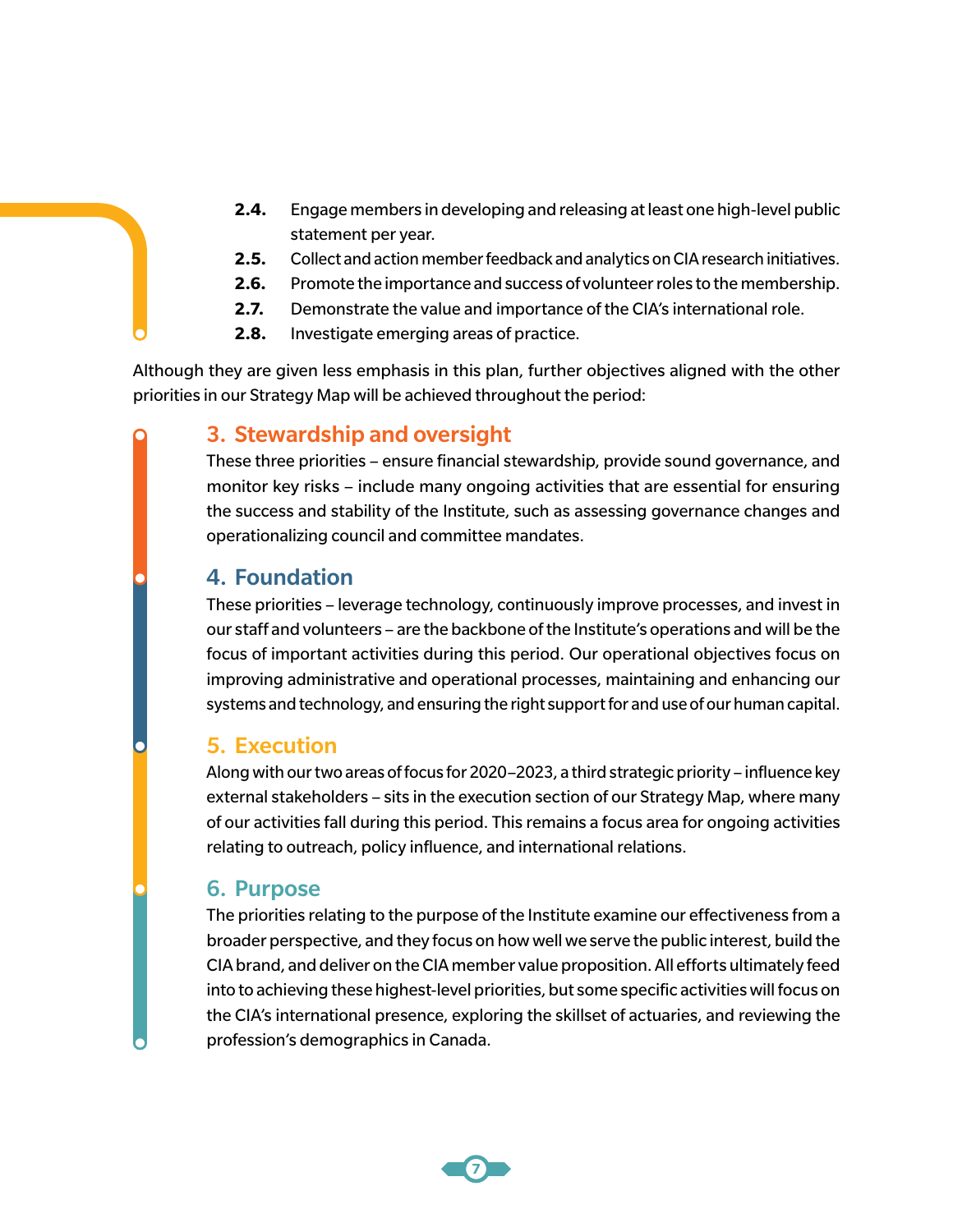- **2.4.** Engage members in developing and releasing at least one high-level public statement per year.
- **2.5.** Collect and action member feedback and analytics on CIA research initiatives.
- **2.6.** Promote the importance and success of volunteer roles to the membership.
- **2.7.** Demonstrate the value and importance of the CIA's international role.
- **2.8.** Investigate emerging areas of practice.

Although they are given less emphasis in this plan, further objectives aligned with the other priorities in our Strategy Map will be achieved throughout the period:

## 3. Stewardship and oversight

These three priorities – ensure financial stewardship, provide sound governance, and monitor key risks – include many ongoing activities that are essential for ensuring the success and stability of the Institute, such as assessing governance changes and operationalizing council and committee mandates.

## 4. Foundation

These priorities – leverage technology, continuously improve processes, and invest in our staff and volunteers – are the backbone of the Institute's operations and will be the focus of important activities during this period. Our operational objectives focus on improving administrative and operational processes, maintaining and enhancing our systems and technology, and ensuring the right support for and use of our human capital.

## 5. Execution

Along with our two areas of focus for 2020–2023, a third strategic priority – influence key external stakeholders – sits in the execution section of our Strategy Map, where many of our activities fall during this period. This remains a focus area for ongoing activities relating to outreach, policy influence, and international relations.

## 6. Purpose

The priorities relating to the purpose of the Institute examine our effectiveness from a broader perspective, and they focus on how well we serve the public interest, build the CIA brand, and deliver on the CIA member value proposition. All efforts ultimately feed into to achieving these highest-level priorities, but some specific activities will focus on the CIA's international presence, exploring the skillset of actuaries, and reviewing the profession's demographics in Canada.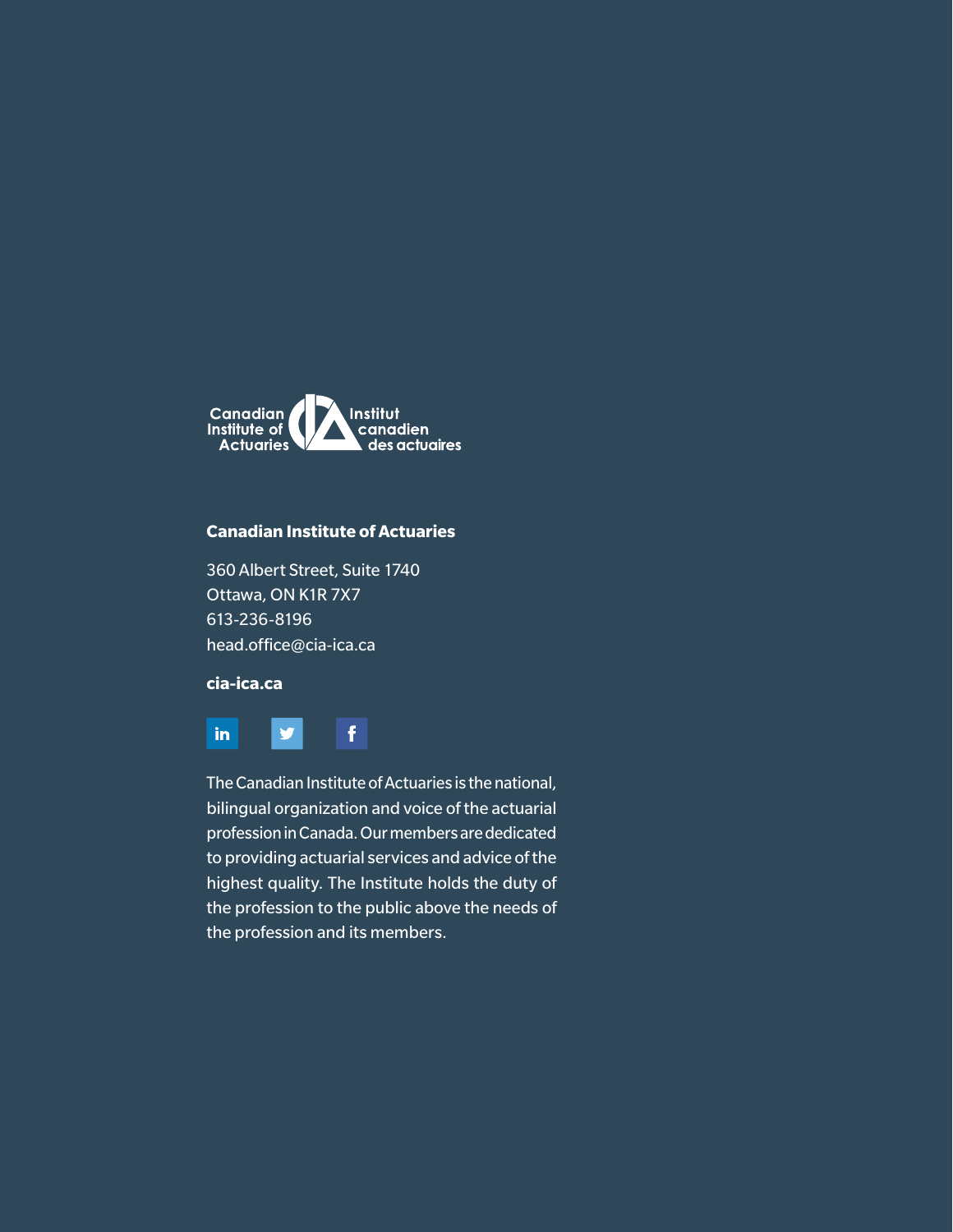Canadian Institute of Actuaries
Institut canadien des actuaires

**Canadian Institute of Actuaries**

360 Albert Street, Suite 1740
Ottawa, ON K1R 7X7
613-236-8196
head.office@cia-ica.ca

**cia-ica.ca**

The Canadian Institute of Actuaries is the national, bilingual organization and voice of the actuarial profession in Canada. Our members are dedicated to providing actuarial services and advice of the highest quality. The Institute holds the duty of the profession to the public above the needs of the profession and its members.